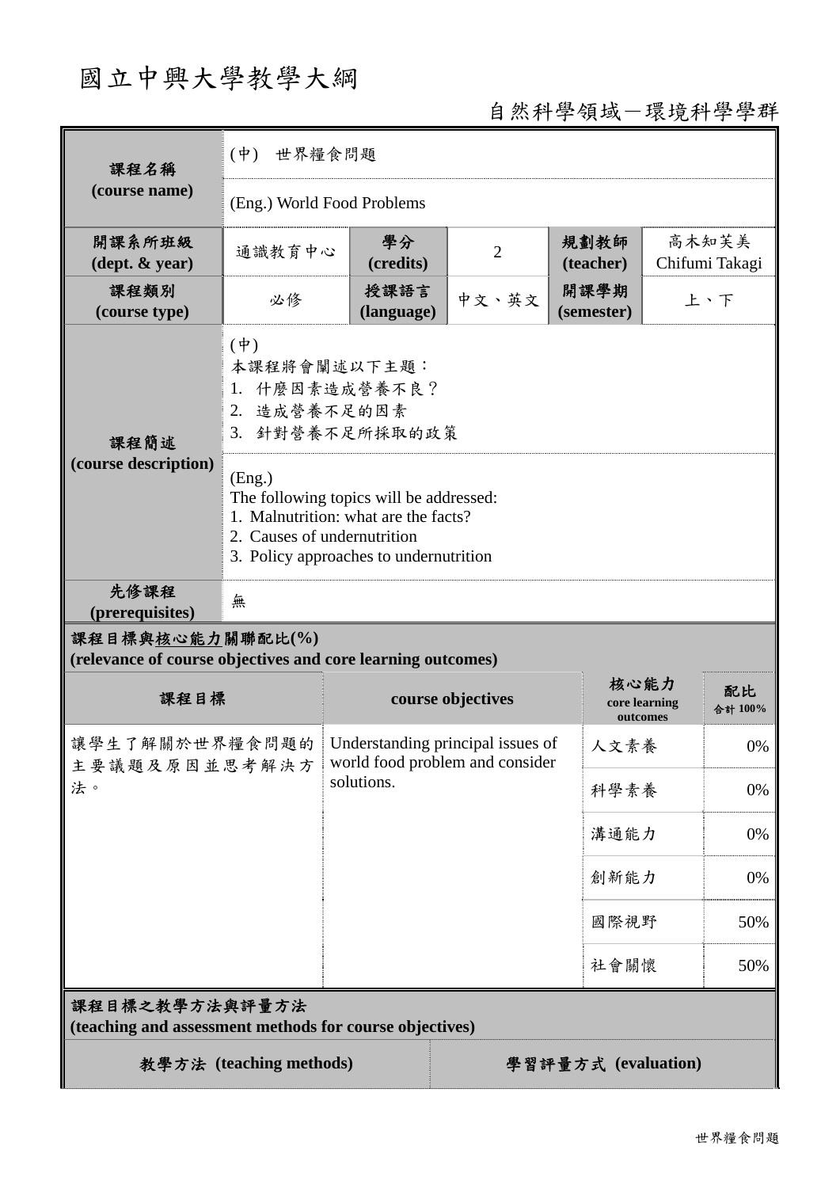# 國立中興大學教學大綱

自然科學領域－環境科學學群

| **課程名稱 (course name)** | (中) 世界糧食問題 | | | | |
|---|---|---|---|---|---|
| | (Eng.) World Food Problems | | | | |
| **開課系所班級 (dept. & year)** | 通識教育中心 | **學分 (credits)** | 2 | **規劃教師 (teacher)** | 高木知芙美 Chifumi Takagi |
| **課程類別 (course type)** | 必修 | **授課語言 (language)** | 中文、英文 | **開課學期 (semester)** | 上、下 |
| **課程簡述 (course description)** | (中)<br>本課程將會闡述以下主題：<br>1. 什麼因素造成營養不良？<br>2. 造成營養不足的因素<br>3. 針對營養不足所採取的政策 | | | | |
| | (Eng.)<br>The following topics will be addressed:<br>1. Malnutrition: what are the facts?<br>2. Causes of undernutrition<br>3. Policy approaches to undernutrition | | | | |
| **先修課程 (prerequisites)** | 無 | | | | |

**課程目標與核心能力關聯配比(%)**
**(relevance of course objectives and core learning outcomes)**

| 課程目標 | course objectives | 核心能力 core learning outcomes | 配比 合計 100% |
|---|---|---|---|
| 讓學生了解關於世界糧食問題的主要議題及原因並思考解決方法。 | Understanding principal issues of world food problem and consider solutions. | 人文素養 | 0% |
| | | 科學素養 | 0% |
| | | 溝通能力 | 0% |
| | | 創新能力 | 0% |
| | | 國際視野 | 50% |
| | | 社會關懷 | 50% |

**課程目標之教學方法與評量方法**
**(teaching and assessment methods for course objectives)**

| 教學方法 (teaching methods) | 學習評量方式 (evaluation) |
|---|---|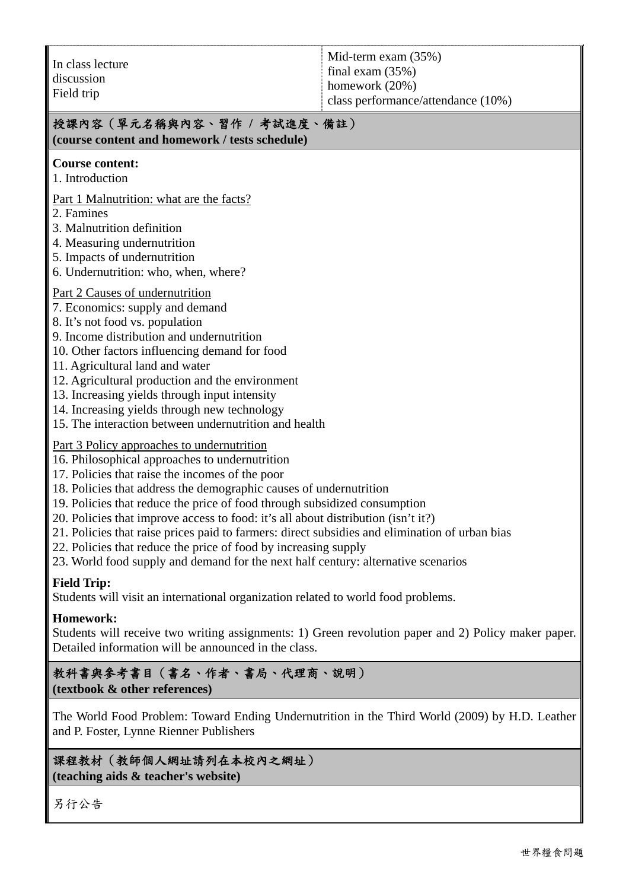| In class lecture<br>discussion<br>Field trip | Mid-term exam (35%)<br>final exam (35%)<br>homework (20%)<br>class performance/attendance (10%) |
|---|---|

## 授課內容（單元名稱與內容、習作 / 考試進度、備註）
**(course content and homework / tests schedule)**

**Course content:**

1. Introduction

Part 1 Malnutrition: what are the facts?

2. Famines
3. Malnutrition definition
4. Measuring undernutrition
5. Impacts of undernutrition
6. Undernutrition: who, when, where?

Part 2 Causes of undernutrition

7. Economics: supply and demand
8. It's not food vs. population
9. Income distribution and undernutrition
10. Other factors influencing demand for food
11. Agricultural land and water
12. Agricultural production and the environment
13. Increasing yields through input intensity
14. Increasing yields through new technology
15. The interaction between undernutrition and health

Part 3 Policy approaches to undernutrition

16. Philosophical approaches to undernutrition
17. Policies that raise the incomes of the poor
18. Policies that address the demographic causes of undernutrition
19. Policies that reduce the price of food through subsidized consumption
20. Policies that improve access to food: it's all about distribution (isn't it?)
21. Policies that raise prices paid to farmers: direct subsidies and elimination of urban bias
22. Policies that reduce the price of food by increasing supply
23. World food supply and demand for the next half century: alternative scenarios

**Field Trip:**
Students will visit an international organization related to world food problems.

**Homework:**
Students will receive two writing assignments: 1) Green revolution paper and 2) Policy maker paper. Detailed information will be announced in the class.

## 教科書與參考書目（書名、作者、書局、代理商、說明）
**(textbook & other references)**

The World Food Problem: Toward Ending Undernutrition in the Third World (2009) by H.D. Leather and P. Foster, Lynne Rienner Publishers

## 課程教材（教師個人網址請列在本校內之網址）
**(teaching aids & teacher's website)**

另行公告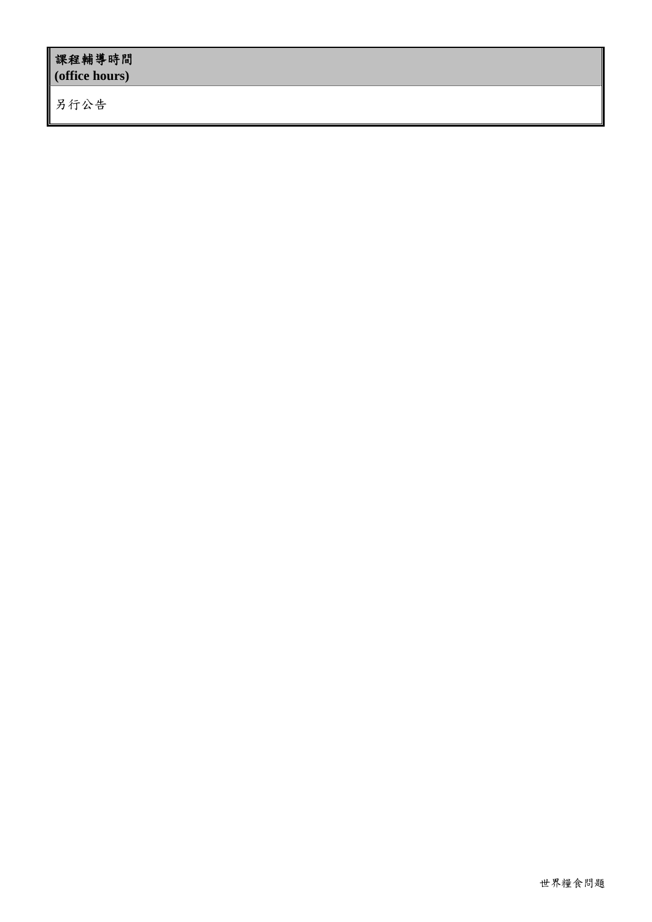| **課程輔導時間**<br>**(office hours)** |
| --- |
| 另行公告 |